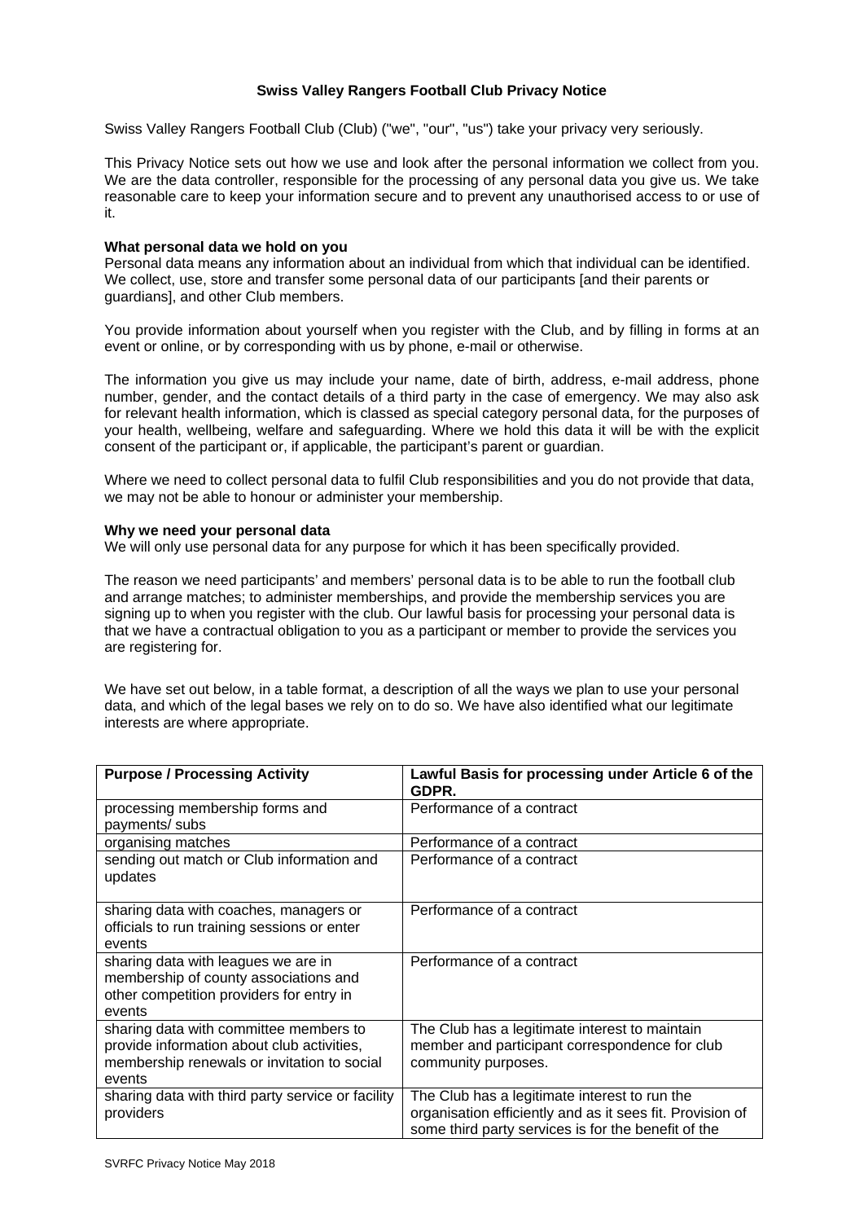# Swiss Valley Rangers Football Club Privacy Notice

Swiss Valley Rangers Football Club (Club) ("we", "our", "us") take your privacy very seriously.

This Privacy Notice sets out how we use and look after the personal information we collect from you. We are the data controller, responsible for the processing of any personal data you give us. We take reasonable care to keep your information secure and to prevent any unauthorised access to or use of it.

**What personal data we hold on you**
Personal data means any information about an individual from which that individual can be identified. We collect, use, store and transfer some personal data of our participants [and their parents or guardians], and other Club members.

You provide information about yourself when you register with the Club, and by filling in forms at an event or online, or by corresponding with us by phone, e-mail or otherwise.

The information you give us may include your name, date of birth, address, e-mail address, phone number, gender, and the contact details of a third party in the case of emergency. We may also ask for relevant health information, which is classed as special category personal data, for the purposes of your health, wellbeing, welfare and safeguarding. Where we hold this data it will be with the explicit consent of the participant or, if applicable, the participant's parent or guardian.

Where we need to collect personal data to fulfil Club responsibilities and you do not provide that data, we may not be able to honour or administer your membership.

**Why we need your personal data**
We will only use personal data for any purpose for which it has been specifically provided.

The reason we need participants' and members' personal data is to be able to run the football club and arrange matches; to administer memberships, and provide the membership services you are signing up to when you register with the club. Our lawful basis for processing your personal data is that we have a contractual obligation to you as a participant or member to provide the services you are registering for.

We have set out below, in a table format, a description of all the ways we plan to use your personal data, and which of the legal bases we rely on to do so. We have also identified what our legitimate interests are where appropriate.

| Purpose / Processing Activity | Lawful Basis for processing under Article 6 of the GDPR. |
|---|---|
| processing membership forms and payments/ subs | Performance of a contract |
| organising matches | Performance of a contract |
| sending out match or Club information and updates | Performance of a contract |
| sharing data with coaches, managers or officials to run training sessions or enter events | Performance of a contract |
| sharing data with leagues we are in membership of county associations and other competition providers for entry in events | Performance of a contract |
| sharing data with committee members to provide information about club activities, membership renewals or invitation to social events | The Club has a legitimate interest to maintain member and participant correspondence for club community purposes. |
| sharing data with third party service or facility providers | The Club has a legitimate interest to run the organisation efficiently and as it sees fit. Provision of some third party services is for the benefit of the |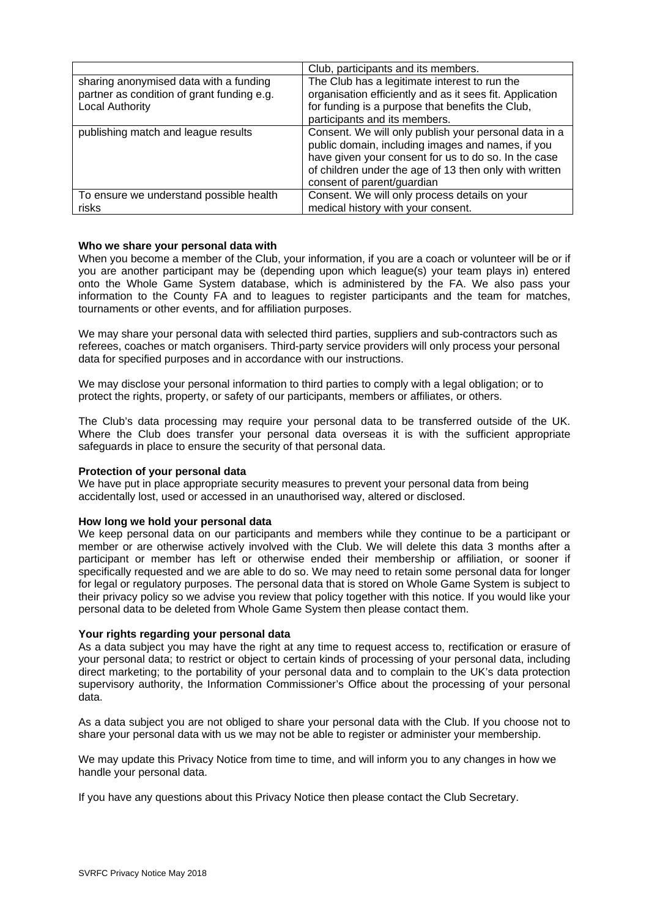| | |
|---|---|
| | Club, participants and its members. |
| sharing anonymised data with a funding partner as condition of grant funding e.g. Local Authority | The Club has a legitimate interest to run the organisation efficiently and as it sees fit. Application for funding is a purpose that benefits the Club, participants and its members. |
| publishing match and league results | Consent. We will only publish your personal data in a public domain, including images and names, if you have given your consent for us to do so. In the case of children under the age of 13 then only with written consent of parent/guardian |
| To ensure we understand possible health risks | Consent. We will only process details on your medical history with your consent. |

**Who we share your personal data with**

When you become a member of the Club, your information, if you are a coach or volunteer will be or if you are another participant may be (depending upon which league(s) your team plays in) entered onto the Whole Game System database, which is administered by the FA. We also pass your information to the County FA and to leagues to register participants and the team for matches, tournaments or other events, and for affiliation purposes.

We may share your personal data with selected third parties, suppliers and sub-contractors such as referees, coaches or match organisers. Third-party service providers will only process your personal data for specified purposes and in accordance with our instructions.

We may disclose your personal information to third parties to comply with a legal obligation; or to protect the rights, property, or safety of our participants, members or affiliates, or others.

The Club's data processing may require your personal data to be transferred outside of the UK. Where the Club does transfer your personal data overseas it is with the sufficient appropriate safeguards in place to ensure the security of that personal data.

**Protection of your personal data**

We have put in place appropriate security measures to prevent your personal data from being accidentally lost, used or accessed in an unauthorised way, altered or disclosed.

**How long we hold your personal data**

We keep personal data on our participants and members while they continue to be a participant or member or are otherwise actively involved with the Club. We will delete this data 3 months after a participant or member has left or otherwise ended their membership or affiliation, or sooner if specifically requested and we are able to do so. We may need to retain some personal data for longer for legal or regulatory purposes. The personal data that is stored on Whole Game System is subject to their privacy policy so we advise you review that policy together with this notice. If you would like your personal data to be deleted from Whole Game System then please contact them.

**Your rights regarding your personal data**

As a data subject you may have the right at any time to request access to, rectification or erasure of your personal data; to restrict or object to certain kinds of processing of your personal data, including direct marketing; to the portability of your personal data and to complain to the UK's data protection supervisory authority, the Information Commissioner's Office about the processing of your personal data.

As a data subject you are not obliged to share your personal data with the Club. If you choose not to share your personal data with us we may not be able to register or administer your membership.

We may update this Privacy Notice from time to time, and will inform you to any changes in how we handle your personal data.

If you have any questions about this Privacy Notice then please contact the Club Secretary.